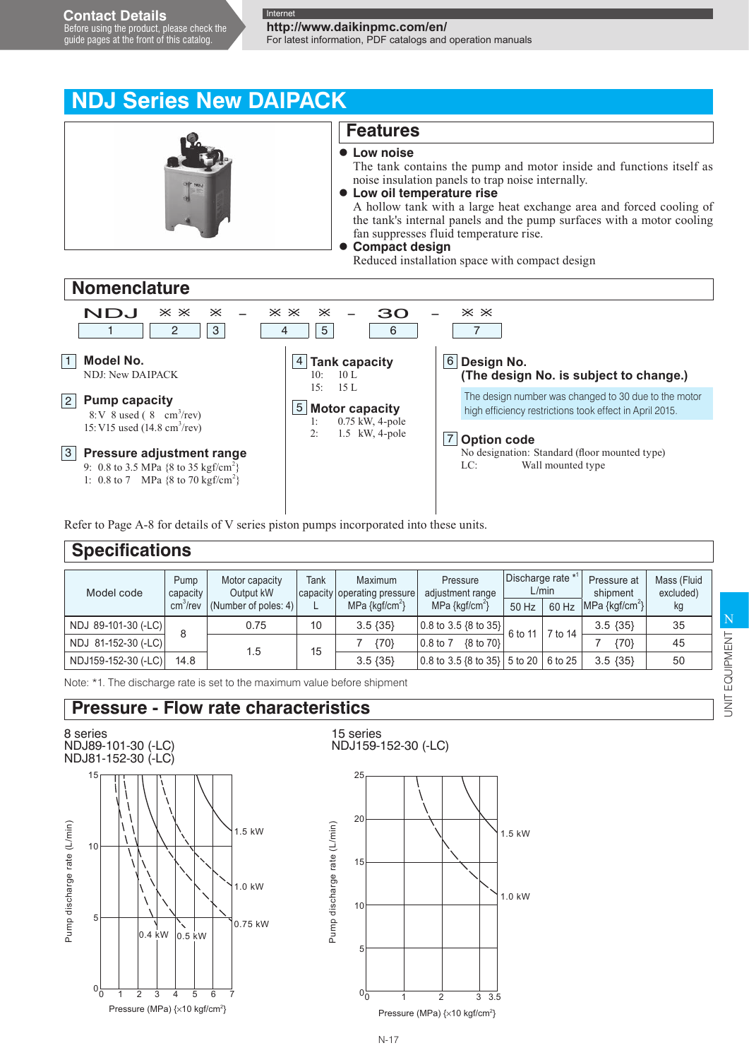Contact Details
Before using the product, please check the guide pages at the front of this catalog.

Internet
http://www.daikinpmc.com/en/
For latest information, PDF catalogs and operation manuals

# NDJ Series New DAIPACK

## Features

- **Low noise**
  The tank contains the pump and motor inside and functions itself as noise insulation panels to trap noise internally.
- **Low oil temperature rise**
  A hollow tank with a large heat exchange area and forced cooling of the tank's internal panels and the pump surfaces with a motor cooling fan suppresses fluid temperature rise.
- **Compact design**
  Reduced installation space with compact design

## Nomenclature

NDJ ※※ ※ – ※※ ※ – 30 – ※※

(1: NDJ, 2: ※※, 3: ※, 4: ※※, 5: ※, 6: 30, 7: ※※)

**1 Model No.**
NDJ: New DAIPACK

**2 Pump capacity**
8: V 8 used ( 8 $cm^3$/rev)
15: V15 used (14.8 $cm^3$/rev)

**3 Pressure adjustment range**
9: 0.8 to 3.5 MPa {8 to 35 $kgf/cm^2$}
1: 0.8 to 7 MPa {8 to 70 $kgf/cm^2$}

**4 Tank capacity**
10: 10 L
15: 15 L

**5 Motor capacity**
1: 0.75 kW, 4-pole
2: 1.5 kW, 4-pole

**6 Design No.**
**(The design No. is subject to change.)**
The design number was changed to 30 due to the motor high efficiency restrictions took effect in April 2015.

**7 Option code**
No designation: Standard (floor mounted type)
LC: Wall mounted type

Refer to Page A-8 for details of V series piston pumps incorporated into these units.

## Specifications

| Model code | Pump capacity $cm^3$/rev | Motor capacity Output kW (Number of poles: 4) | Tank capacity L | Maximum operating pressure MPa {$kgf/cm^2$} | Pressure adjustment range MPa {$kgf/cm^2$} | Discharge rate *1 L/min 50 Hz | Discharge rate *1 L/min 60 Hz | Pressure at shipment MPa {$kgf/cm^2$} | Mass (Fluid excluded) kg |
|---|---|---|---|---|---|---|---|---|---|
| NDJ 89-101-30 (-LC) | 8 | 0.75 | 10 | 3.5 {35} | 0.8 to 3.5 {8 to 35} | 6 to 11 | 7 to 14 | 3.5 {35} | 35 |
| NDJ 81-152-30 (-LC) | | 1.5 | 15 | 7 {70} | 0.8 to 7 {8 to 70} | | | 7 {70} | 45 |
| NDJ159-152-30 (-LC) | 14.8 | | | 3.5 {35} | 0.8 to 3.5 {8 to 35} | 5 to 20 | 6 to 25 | 3.5 {35} | 50 |

Note: *1. The discharge rate is set to the maximum value before shipment

## Pressure - Flow rate characteristics

8 series
NDJ89-101-30 (-LC)
NDJ81-152-30 (-LC)

(Graph: Pump discharge rate (L/min) 0–15 vs. Pressure (MPa) {×10 $kgf/cm^2$} 0–7; curves labeled 0.4 kW, 0.5 kW, 0.75 kW, 1.0 kW, 1.5 kW)

15 series
NDJ159-152-30 (-LC)

(Graph: Pump discharge rate (L/min) 0–25 vs. Pressure (MPa) {×10 $kgf/cm^2$} 0–3.5; curves labeled 1.0 kW, 1.5 kW)

UNIT EQUIPMENT N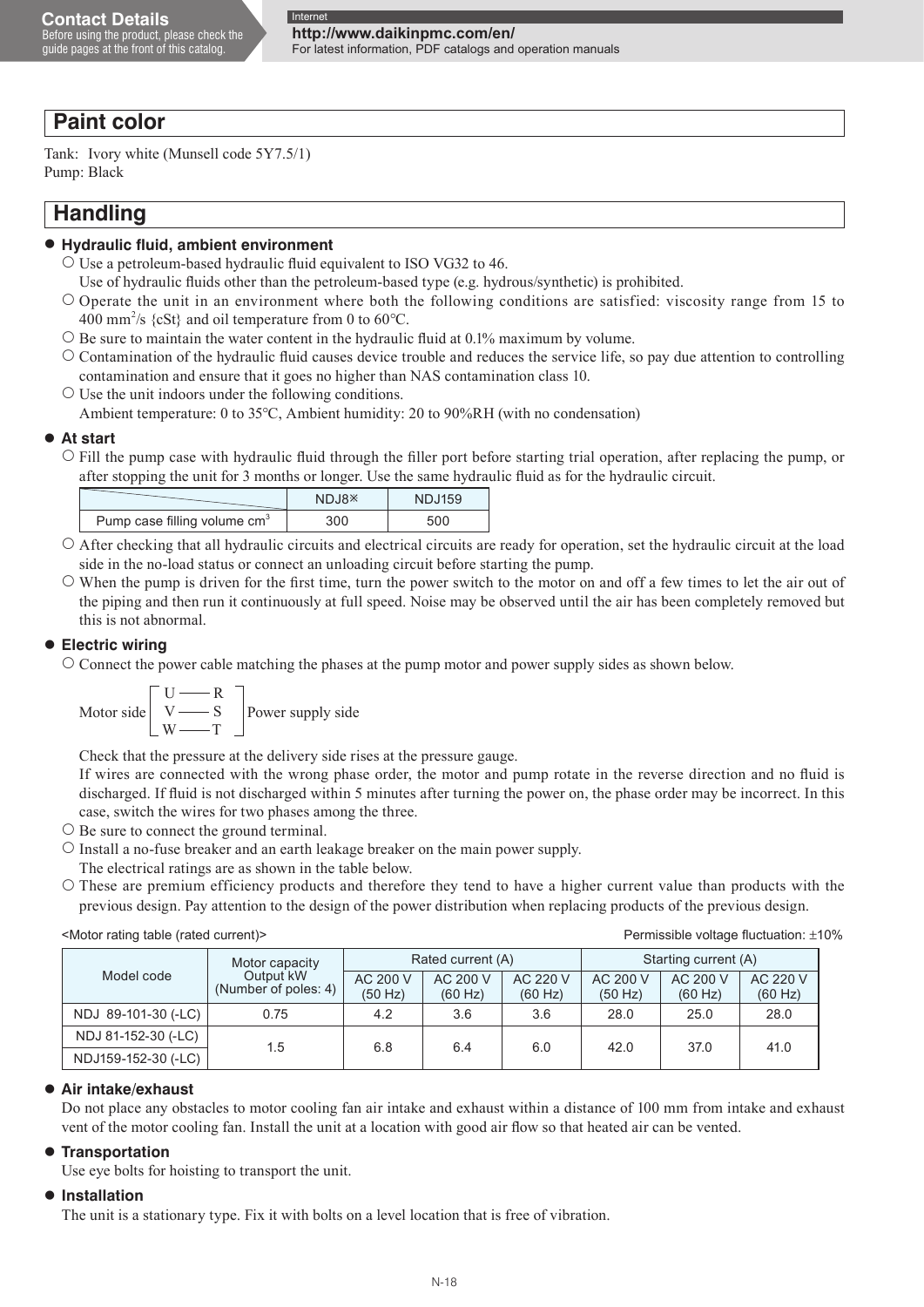## Paint color

Tank: Ivory white (Munsell code 5Y7.5/1)
Pump: Black

## Handling

### ● Hydraulic fluid, ambient environment

○ Use a petroleum-based hydraulic fluid equivalent to ISO VG32 to 46.
Use of hydraulic fluids other than the petroleum-based type (e.g. hydrous/synthetic) is prohibited.

○ Operate the unit in an environment where both the following conditions are satisfied: viscosity range from 15 to 400 $mm^2/s$ {cSt} and oil temperature from 0 to 60°C.

○ Be sure to maintain the water content in the hydraulic fluid at 0.1% maximum by volume.

○ Contamination of the hydraulic fluid causes device trouble and reduces the service life, so pay due attention to controlling contamination and ensure that it goes no higher than NAS contamination class 10.

○ Use the unit indoors under the following conditions.
Ambient temperature: 0 to 35°C, Ambient humidity: 20 to 90%RH (with no condensation)

### ● At start

○ Fill the pump case with hydraulic fluid through the filler port before starting trial operation, after replacing the pump, or after stopping the unit for 3 months or longer. Use the same hydraulic fluid as for the hydraulic circuit.

| | NDJ8※ | NDJ159 |
|---|---|---|
| Pump case filling volume $cm^3$ | 300 | 500 |

○ After checking that all hydraulic circuits and electrical circuits are ready for operation, set the hydraulic circuit at the load side in the no-load status or connect an unloading circuit before starting the pump.

○ When the pump is driven for the first time, turn the power switch to the motor on and off a few times to let the air out of the piping and then run it continuously at full speed. Noise may be observed until the air has been completely removed but this is not abnormal.

### ● Electric wiring

○ Connect the power cable matching the phases at the pump motor and power supply sides as shown below.

Motor side [ U —— R / V —— S / W —— T ] Power supply side

Check that the pressure at the delivery side rises at the pressure gauge.
If wires are connected with the wrong phase order, the motor and pump rotate in the reverse direction and no fluid is discharged. If fluid is not discharged within 5 minutes after turning the power on, the phase order may be incorrect. In this case, switch the wires for two phases among the three.

○ Be sure to connect the ground terminal.

○ Install a no-fuse breaker and an earth leakage breaker on the main power supply.
The electrical ratings are as shown in the table below.

○ These are premium efficiency products and therefore they tend to have a higher current value than products with the previous design. Pay attention to the design of the power distribution when replacing products of the previous design.

<Motor rating table (rated current)> Permissible voltage fluctuation: ±10%

| Model code | Motor capacity Output kW (Number of poles: 4) | Rated current (A) | | | Starting current (A) | | |
|---|---|---|---|---|---|---|---|
| | | AC 200 V (50 Hz) | AC 200 V (60 Hz) | AC 220 V (60 Hz) | AC 200 V (50 Hz) | AC 200 V (60 Hz) | AC 220 V (60 Hz) |
| NDJ 89-101-30 (-LC) | 0.75 | 4.2 | 3.6 | 3.6 | 28.0 | 25.0 | 28.0 |
| NDJ 81-152-30 (-LC) | 1.5 | 6.8 | 6.4 | 6.0 | 42.0 | 37.0 | 41.0 |
| NDJ159-152-30 (-LC) | | | | | | | |

### ● Air intake/exhaust

Do not place any obstacles to motor cooling fan air intake and exhaust within a distance of 100 mm from intake and exhaust vent of the motor cooling fan. Install the unit at a location with good air flow so that heated air can be vented.

### ● Transportation

Use eye bolts for hoisting to transport the unit.

### ● Installation

The unit is a stationary type. Fix it with bolts on a level location that is free of vibration.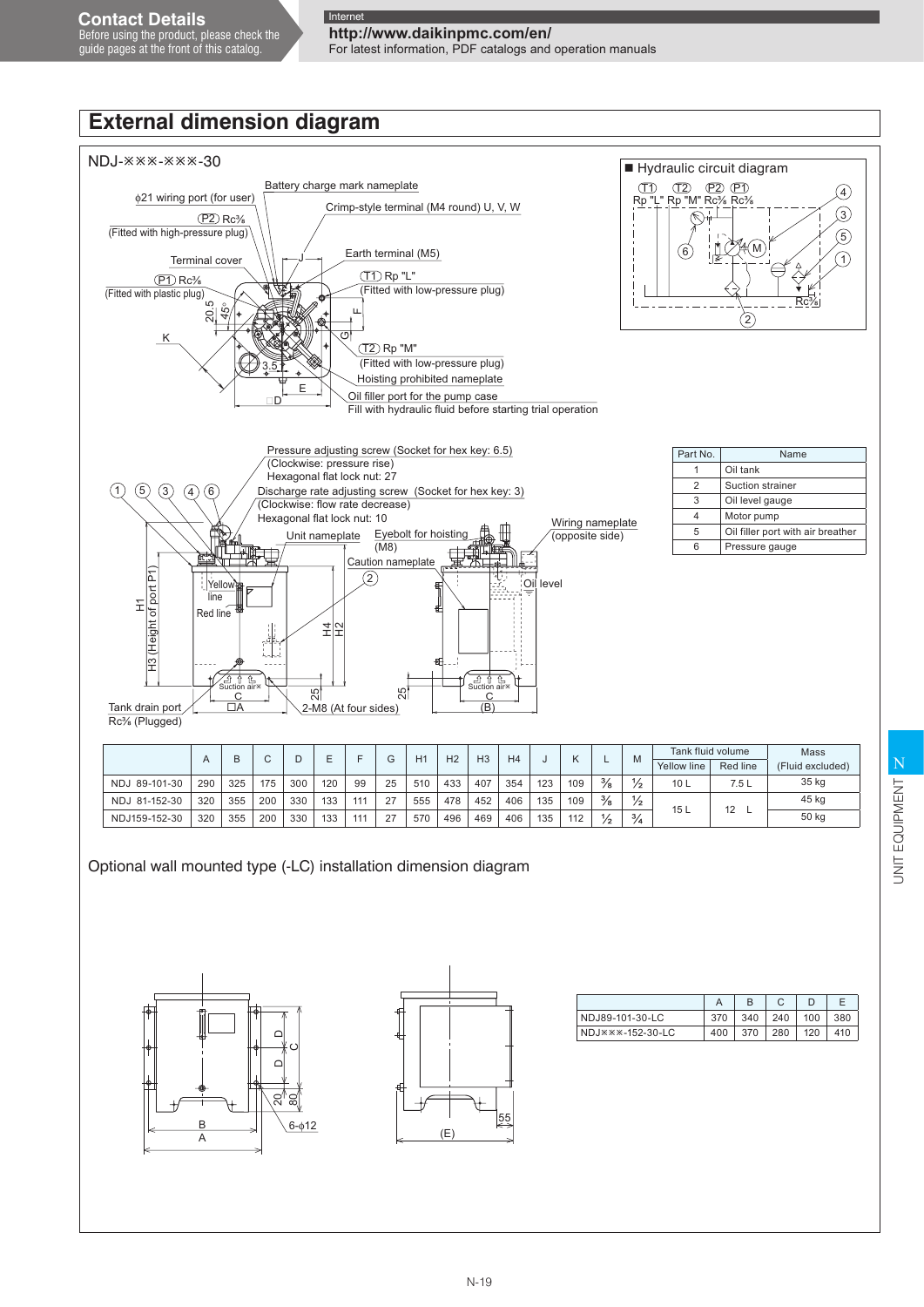## External dimension diagram

NDJ-※※-※※-30

φ21 wiring port (for user)

Battery charge mark nameplate

Crimp-style terminal (M4 round) U, V, W

(P2) Rc⅜ (Fitted with high-pressure plug)

Terminal cover

Earth terminal (M5)

(P1) Rc⅜ (Fitted with plastic plug)

(T1) Rp "L" (Fitted with low-pressure plug)

(T2) Rp "M" (Fitted with low-pressure plug)

Hoisting prohibited nameplate

Oil filler port for the pump case
Fill with hydraulic fluid before starting trial operation

### ■ Hydraulic circuit diagram

(T1) Rp "L" (T2) Rp "M" (P2) Rc⅜ (P1) Rc⅜

Pressure adjusting screw (Socket for hex key: 6.5)
(Clockwise: pressure rise)
Hexagonal flat lock nut: 27

Discharge rate adjusting screw (Socket for hex key: 3)
(Clockwise: flow rate decrease)
Hexagonal flat lock nut: 10

Unit nameplate

Eyebolt for hoisting (M8)

Caution nameplate

Wiring nameplate (opposite side)

Oil level

Yellow line

Red line

Tank drain port Rc⅜ (Plugged)

2-M8 (At four sides)

| Part No. | Name |
|---|---|
| 1 | Oil tank |
| 2 | Suction strainer |
| 3 | Oil level gauge |
| 4 | Motor pump |
| 5 | Oil filler port with air breather |
| 6 | Pressure gauge |

| | A | B | C | D | E | F | G | H1 | H2 | H3 | H4 | J | K | L | M | Tank fluid volume | | Mass |
|---|---|---|---|---|---|---|---|---|---|---|---|---|---|---|---|---|---|---|
| | | | | | | | | | | | | | | | | Yellow line | Red line | (Fluid excluded) |
| NDJ 89-101-30 | 290 | 325 | 175 | 300 | 120 | 99 | 25 | 510 | 433 | 407 | 354 | 123 | 109 | ⅜ | ½ | 10 L | 7.5 L | 35 kg |
| NDJ 81-152-30 | 320 | 355 | 200 | 330 | 133 | 111 | 27 | 555 | 478 | 452 | 406 | 135 | 109 | ⅜ | ½ | 15 L | 12 L | 45 kg |
| NDJ159-152-30 | 320 | 355 | 200 | 330 | 133 | 111 | 27 | 570 | 496 | 469 | 406 | 135 | 112 | ½ | ¾ | | | 50 kg |

### Optional wall mounted type (-LC) installation dimension diagram

6-φ12

| | A | B | C | D | E |
|---|---|---|---|---|---|
| NDJ89-101-30-LC | 370 | 340 | 240 | 100 | 380 |
| NDJ※※※-152-30-LC | 400 | 370 | 280 | 120 | 410 |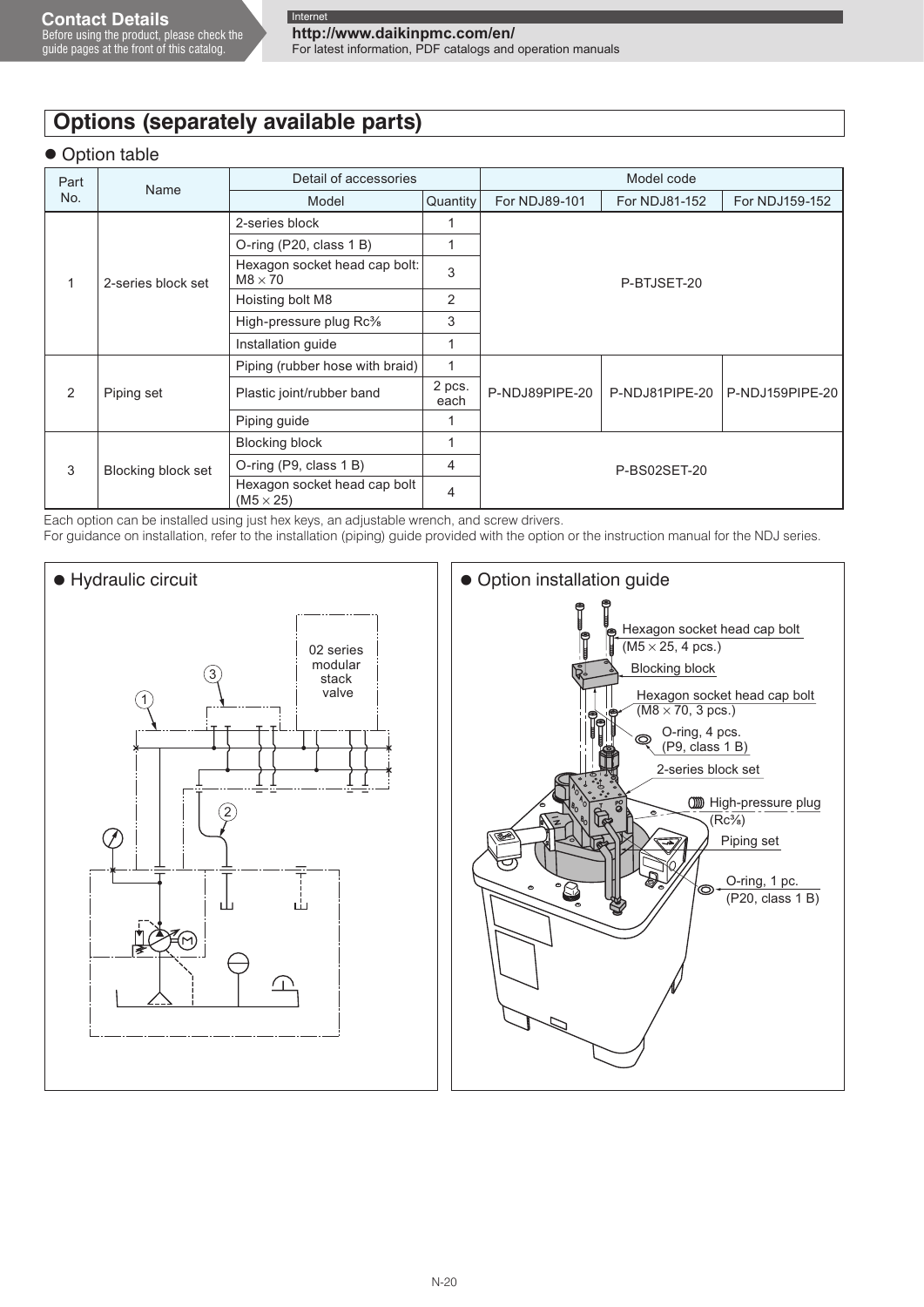# Options (separately available parts)

● Option table

| Part No. | Name | Detail of accessories | | Model code | | |
|---|---|---|---|---|---|---|
| | | Model | Quantity | For NDJ89-101 | For NDJ81-152 | For NDJ159-152 |
| 1 | 2-series block set | 2-series block | 1 | P-BTJSET-20 | | |
| | | O-ring (P20, class 1 B) | 1 | | | |
| | | Hexagon socket head cap bolt: M8 × 70 | 3 | | | |
| | | Hoisting bolt M8 | 2 | | | |
| | | High-pressure plug Rc⅜ | 3 | | | |
| | | Installation guide | 1 | | | |
| 2 | Piping set | Piping (rubber hose with braid) | 1 | P-NDJ89PIPE-20 | P-NDJ81PIPE-20 | P-NDJ159PIPE-20 |
| | | Plastic joint/rubber band | 2 pcs. each | | | |
| | | Piping guide | 1 | | | |
| 3 | Blocking block set | Blocking block | 1 | P-BS02SET-20 | | |
| | | O-ring (P9, class 1 B) | 4 | | | |
| | | Hexagon socket head cap bolt (M5 × 25) | 4 | | | |

Each option can be installed using just hex keys, an adjustable wrench, and screw drivers.
For guidance on installation, refer to the installation (piping) guide provided with the option or the instruction manual for the NDJ series.

● Hydraulic circuit

02 series modular stack valve

● Option installation guide

- Hexagon socket head cap bolt (M5 × 25, 4 pcs.)
- Blocking block
- Hexagon socket head cap bolt (M8 × 70, 3 pcs.)
- O-ring, 4 pcs. (P9, class 1 B)
- 2-series block set
- High-pressure plug (Rc⅜)
- Piping set
- O-ring, 1 pc. (P20, class 1 B)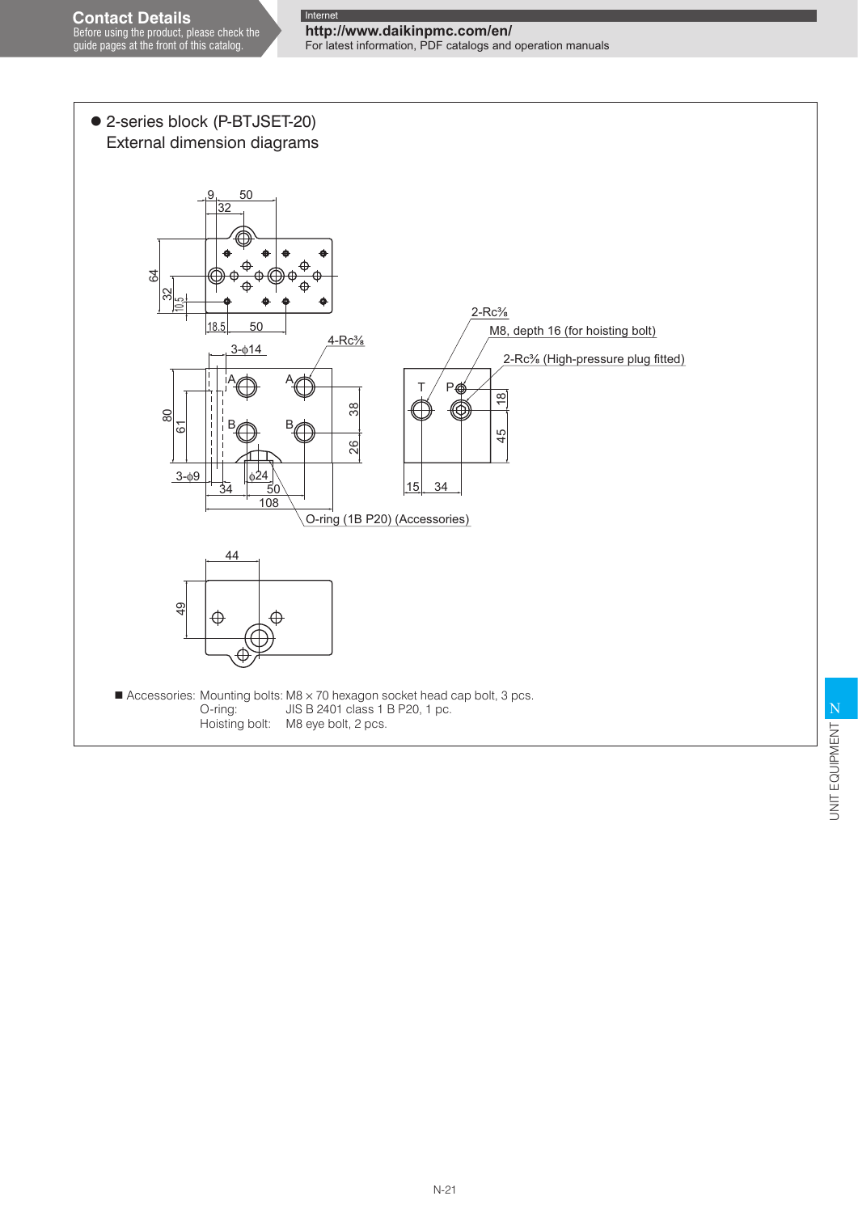- 2-series block (P-BTJSET-20)
  External dimension diagrams

9
50
32
64
32
10.5
18.5
50
3-ϕ14
4-Rc⅜
A
A
B
B
80
61
38
26
3-ϕ9
ϕ24
34
50
108
O-ring (1B P20) (Accessories)
2-Rc⅜
M8, depth 16 (for hoisting bolt)
2-Rc⅜ (High-pressure plug fitted)
T
P
18
45
15
34
44
49

■ Accessories: Mounting bolts: M8 × 70 hexagon socket head cap bolt, 3 pcs.
O-ring: JIS B 2401 class 1 B P20, 1 pc.
Hoisting bolt: M8 eye bolt, 2 pcs.